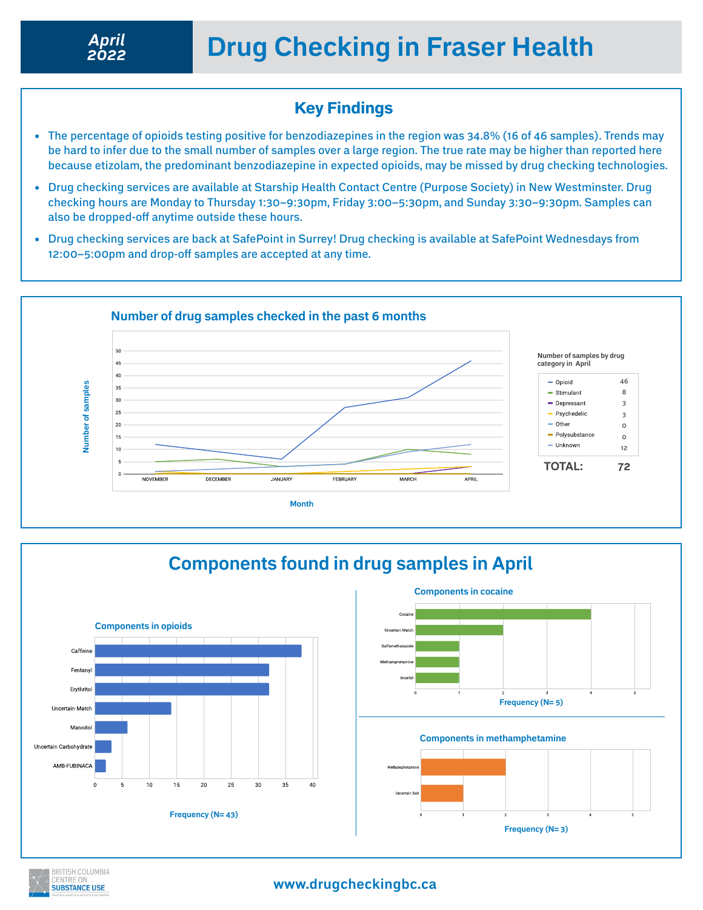# April 2022 — Drug Checking in Fraser Health

## Key Findings

- The percentage of opioids testing positive for benzodiazepines in the region was 34.8% (16 of 46 samples). Trends may be hard to infer due to the small number of samples over a large region. The true rate may be higher than reported here because etizolam, the predominant benzodiazepine in expected opioids, may be missed by drug checking technologies.
- Drug checking services are available at Starship Health Contact Centre (Purpose Society) in New Westminster. Drug checking hours are Monday to Thursday 1:30–9:30pm, Friday 3:00–5:30pm, and Sunday 3:30–9:30pm. Samples can also be dropped-off anytime outside these hours.
- Drug checking services are back at SafePoint in Surrey! Drug checking is available at SafePoint Wednesdays from 12:00–5:00pm and drop-off samples are accepted at any time.

## Number of drug samples checked in the past 6 months

**Number of samples by drug category in April**

| Category | Number |
| --- | --- |
| Opioid | 46 |
| Stimulant | 8 |
| Depressant | 3 |
| Psychedelic | 3 |
| Other | 0 |
| Polysubstance | 0 |
| Unknown | 12 |
| **TOTAL:** | **72** |

## Components found in drug samples in April

### Components in opioids

Frequency (N= 43)

### Components in cocaine

Frequency (N= 5)

### Components in methamphetamine

Frequency (N= 3)

www.drugcheckingbc.ca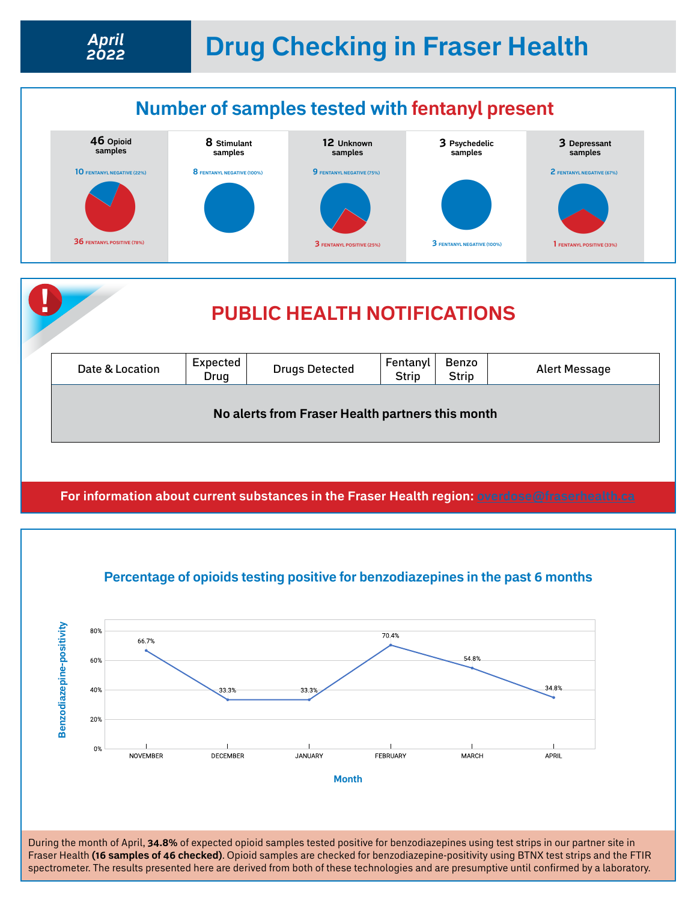# April 2022 — Drug Checking in Fraser Health

## Number of samples tested with fentanyl present

**46 Opioid samples**
- 10 FENTANYL NEGATIVE (22%)
- 36 FENTANYL POSITIVE (78%)

**8 Stimulant samples**
- 8 FENTANYL NEGATIVE (100%)

**12 Unknown samples**
- 9 FENTANYL NEGATIVE (75%)
- 3 FENTANYL POSITIVE (25%)

**3 Psychedelic samples**
- 3 FENTANYL NEGATIVE (100%)

**3 Depressant samples**
- 2 FENTANYL NEGATIVE (67%)
- 1 FENTANYL POSITIVE (33%)

## PUBLIC HEALTH NOTIFICATIONS

| Date & Location | Expected Drug | Drugs Detected | Fentanyl Strip | Benzo Strip | Alert Message |
|---|---|---|---|---|---|
| No alerts from Fraser Health partners this month | | | | | |

For information about current substances in the Fraser Health region: overdose@fraserhealth.ca

## Percentage of opioids testing positive for benzodiazepines in the past 6 months

| Month | Benzodiazepine-positivity |
|---|---|
| NOVEMBER | 66.7% |
| DECEMBER | 33.3% |
| JANUARY | 33.3% |
| FEBRUARY | 70.4% |
| MARCH | 54.8% |
| APRIL | 34.8% |

During the month of April, **34.8%** of expected opioid samples tested positive for benzodiazepines using test strips in our partner site in Fraser Health **(16 samples of 46 checked)**. Opioid samples are checked for benzodiazepine-positivity using BTNX test strips and the FTIR spectrometer. The results presented here are derived from both of these technologies and are presumptive until confirmed by a laboratory.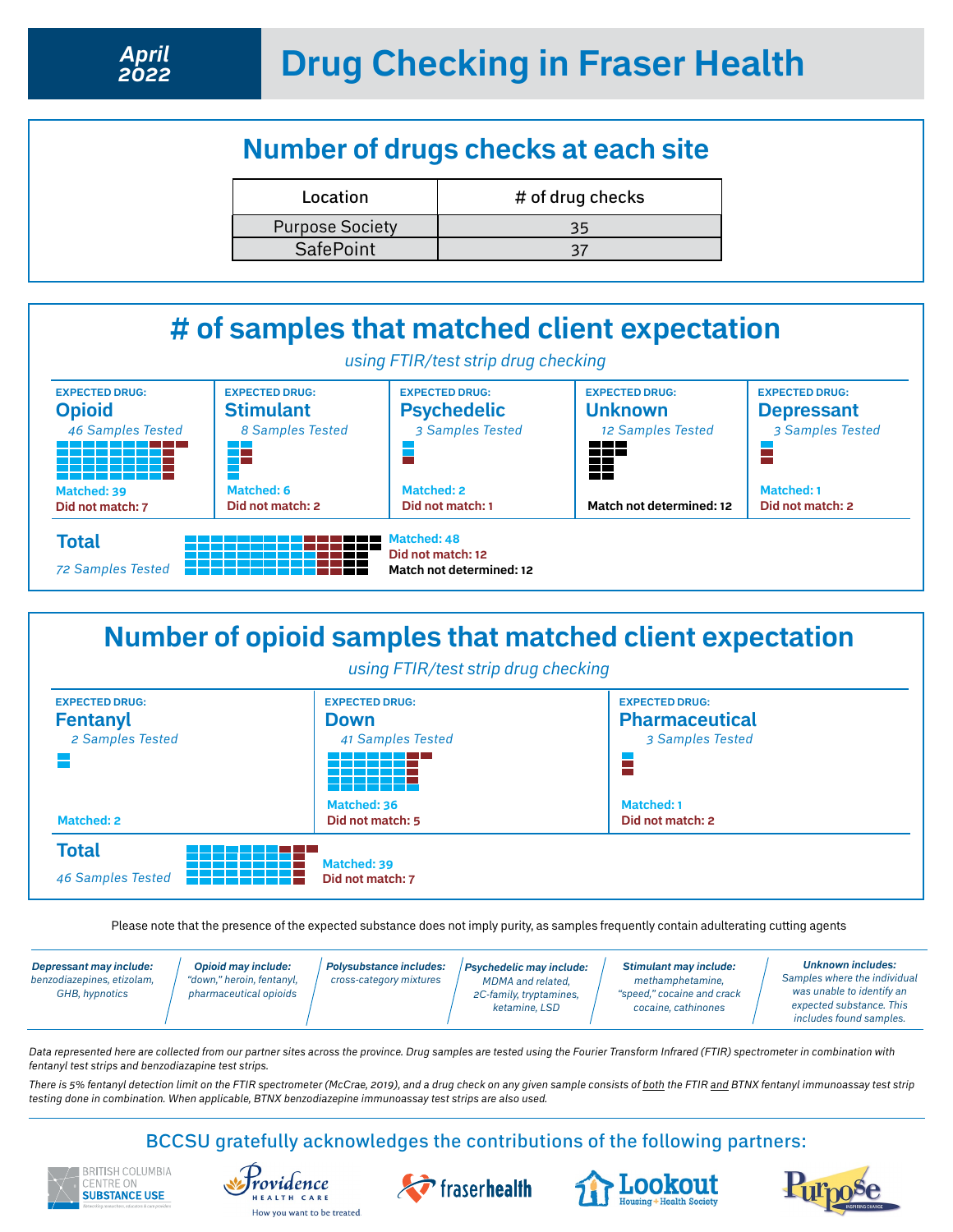# April 2022 Drug Checking in Fraser Health

## Number of drugs checks at each site

| Location | # of drug checks |
|---|---|
| Purpose Society | 35 |
| SafePoint | 37 |

## # of samples that matched client expectation

*using FTIR/test strip drug checking*

**EXPECTED DRUG: Opioid**
*46 Samples Tested*
Matched: 39
Did not match: 7

**EXPECTED DRUG: Stimulant**
*8 Samples Tested*
Matched: 6
Did not match: 2

**EXPECTED DRUG: Psychedelic**
*3 Samples Tested*
Matched: 2
Did not match: 1

**EXPECTED DRUG: Unknown**
*12 Samples Tested*
Match not determined: 12

**EXPECTED DRUG: Depressant**
*3 Samples Tested*
Matched: 1
Did not match: 2

**Total**
*72 Samples Tested*
Matched: 48
Did not match: 12
Match not determined: 12

## Number of opioid samples that matched client expectation

*using FTIR/test strip drug checking*

**EXPECTED DRUG: Fentanyl**
*2 Samples Tested*
Matched: 2

**EXPECTED DRUG: Down**
*41 Samples Tested*
Matched: 36
Did not match: 5

**EXPECTED DRUG: Pharmaceutical**
*3 Samples Tested*
Matched: 1
Did not match: 2

**Total**
*46 Samples Tested*
Matched: 39
Did not match: 7

Please note that the presence of the expected substance does not imply purity, as samples frequently contain adulterating cutting agents

***Depressant may include:*** *benzodiazepines, etizolam, GHB, hypnotics*

***Opioid may include:*** *"down," heroin, fentanyl, pharmaceutical opioids*

***Polysubstance includes:*** *cross-category mixtures*

***Psychedelic may include:*** *MDMA and related, 2C-family, tryptamines, ketamine, LSD*

***Stimulant may include:*** *methamphetamine, "speed," cocaine and crack cocaine, cathinones*

***Unknown includes:*** *Samples where the individual was unable to identify an expected substance. This includes found samples.*

*Data represented here are collected from our partner sites across the province. Drug samples are tested using the Fourier Transform Infrared (FTIR) spectrometer in combination with fentanyl test strips and benzodiazapine test strips.*

*There is 5% fentanyl detection limit on the FTIR spectrometer (McCrae, 2019), and a drug check on any given sample consists of both the FTIR and BTNX fentanyl immunoassay test strip testing done in combination. When applicable, BTNX benzodiazepine immunoassay test strips are also used.*

BCCSU gratefully acknowledges the contributions of the following partners:

British Columbia Centre on Substance Use — Providence Health Care — fraserhealth — Lookout Housing + Health Society — Purpose